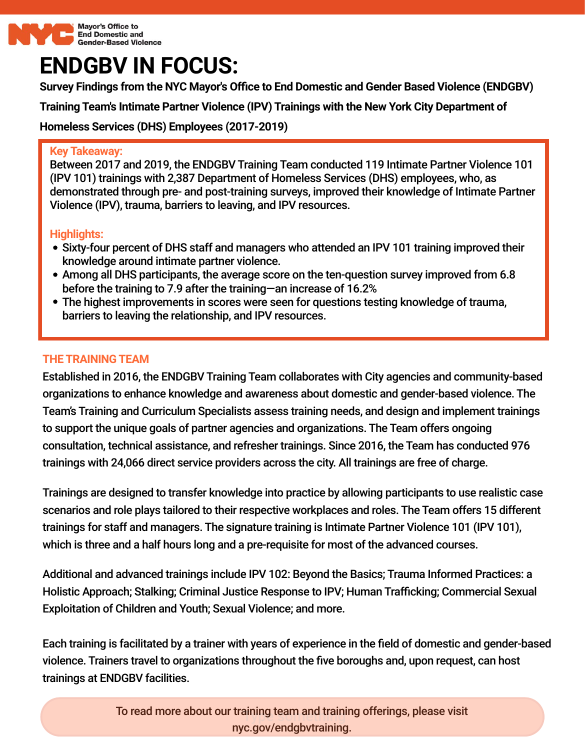Mayor's Office to End Domestic and Gender-Based Violence

# ENDGBV IN FOCUS:

**Survey Findings from the NYC Mayor's Office to End Domestic and Gender Based Violence (ENDGBV) Training Team's Intimate Partner Violence (IPV) Trainings with the New York City Department of Homeless Services (DHS) Employees (2017-2019)**

**Key Takeaway:**

Between 2017 and 2019, the ENDGBV Training Team conducted 119 Intimate Partner Violence 101 (IPV 101) trainings with 2,387 Department of Homeless Services (DHS) employees, who, as demonstrated through pre- and post-training surveys, improved their knowledge of Intimate Partner Violence (IPV), trauma, barriers to leaving, and IPV resources.

**Highlights:**

- Sixty-four percent of DHS staff and managers who attended an IPV 101 training improved their knowledge around intimate partner violence.
- Among all DHS participants, the average score on the ten-question survey improved from 6.8 before the training to 7.9 after the training—an increase of 16.2%
- The highest improvements in scores were seen for questions testing knowledge of trauma, barriers to leaving the relationship, and IPV resources.

## THE TRAINING TEAM

Established in 2016, the ENDGBV Training Team collaborates with City agencies and community-based organizations to enhance knowledge and awareness about domestic and gender-based violence. The Team's Training and Curriculum Specialists assess training needs, and design and implement trainings to support the unique goals of partner agencies and organizations. The Team offers ongoing consultation, technical assistance, and refresher trainings. Since 2016, the Team has conducted 976 trainings with 24,066 direct service providers across the city. All trainings are free of charge.

Trainings are designed to transfer knowledge into practice by allowing participants to use realistic case scenarios and role plays tailored to their respective workplaces and roles. The Team offers 15 different trainings for staff and managers. The signature training is Intimate Partner Violence 101 (IPV 101), which is three and a half hours long and a pre-requisite for most of the advanced courses.

Additional and advanced trainings include IPV 102: Beyond the Basics; Trauma Informed Practices: a Holistic Approach; Stalking; Criminal Justice Response to IPV; Human Trafficking; Commercial Sexual Exploitation of Children and Youth; Sexual Violence; and more.

Each training is facilitated by a trainer with years of experience in the field of domestic and gender-based violence. Trainers travel to organizations throughout the five boroughs and, upon request, can host trainings at ENDGBV facilities.

To read more about our training team and training offerings, please visit nyc.gov/endgbvtraining.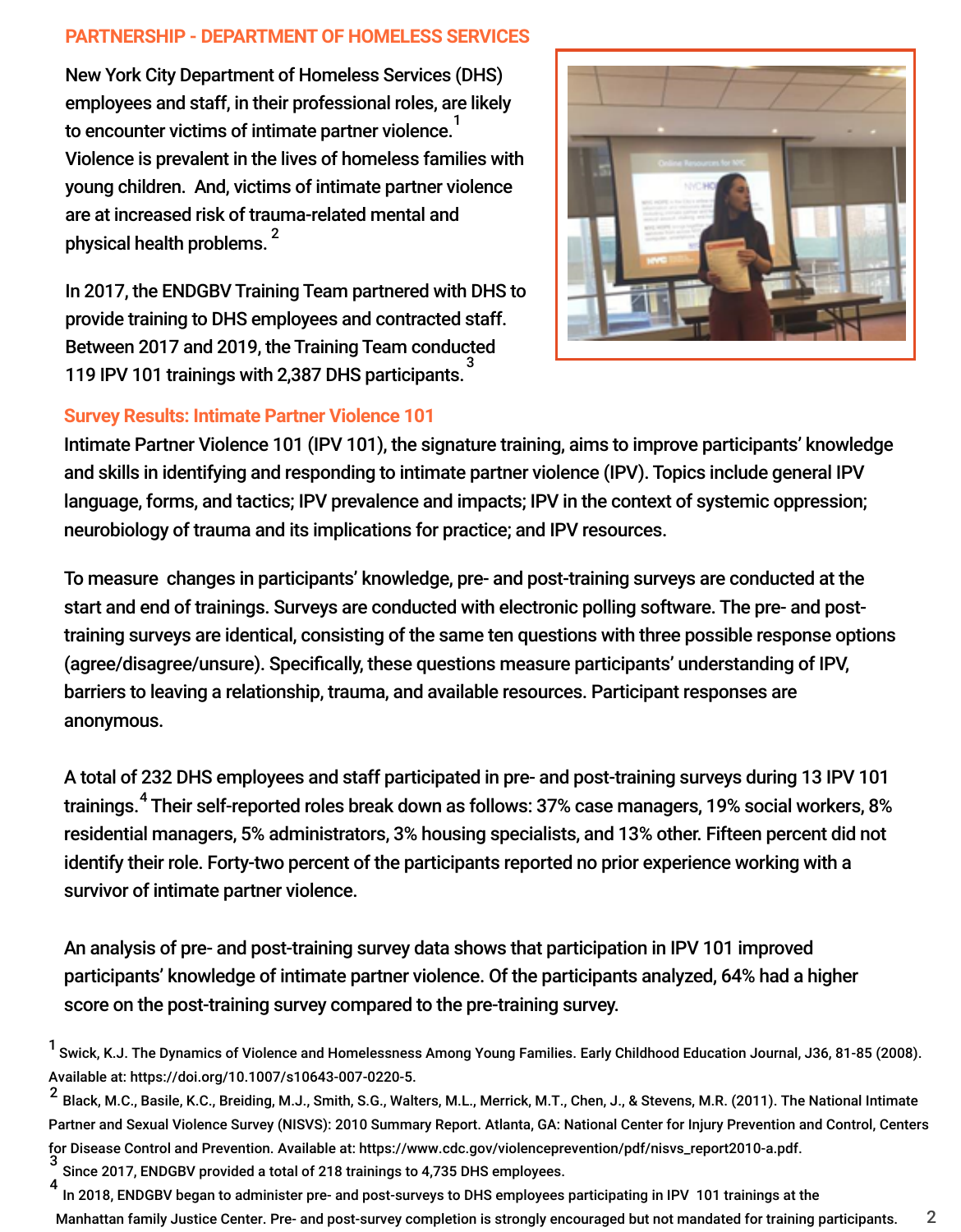## PARTNERSHIP - DEPARTMENT OF HOMELESS SERVICES

New York City Department of Homeless Services (DHS) employees and staff, in their professional roles, are likely to encounter victims of intimate partner violence.[1] Violence is prevalent in the lives of homeless families with young children. And, victims of intimate partner violence are at increased risk of trauma-related mental and physical health problems.[2]

In 2017, the ENDGBV Training Team partnered with DHS to provide training to DHS employees and contracted staff. Between 2017 and 2019, the Training Team conducted 119 IPV 101 trainings with 2,387 DHS participants.[3]

### Survey Results: Intimate Partner Violence 101

Intimate Partner Violence 101 (IPV 101), the signature training, aims to improve participants' knowledge and skills in identifying and responding to intimate partner violence (IPV). Topics include general IPV language, forms, and tactics; IPV prevalence and impacts; IPV in the context of systemic oppression; neurobiology of trauma and its implications for practice; and IPV resources.

To measure changes in participants' knowledge, pre- and post-training surveys are conducted at the start and end of trainings. Surveys are conducted with electronic polling software. The pre- and post-training surveys are identical, consisting of the same ten questions with three possible response options (agree/disagree/unsure). Specifically, these questions measure participants' understanding of IPV, barriers to leaving a relationship, trauma, and available resources. Participant responses are anonymous.

A total of 232 DHS employees and staff participated in pre- and post-training surveys during 13 IPV 101 trainings.[4] Their self-reported roles break down as follows: 37% case managers, 19% social workers, 8% residential managers, 5% administrators, 3% housing specialists, and 13% other. Fifteen percent did not identify their role. Forty-two percent of the participants reported no prior experience working with a survivor of intimate partner violence.

An analysis of pre- and post-training survey data shows that participation in IPV 101 improved participants' knowledge of intimate partner violence. Of the participants analyzed, 64% had a higher score on the post-training survey compared to the pre-training survey.

[1] Swick, K.J. The Dynamics of Violence and Homelessness Among Young Families. Early Childhood Education Journal, J36, 81-85 (2008). Available at: https://doi.org/10.1007/s10643-007-0220-5.

[2] Black, M.C., Basile, K.C., Breiding, M.J., Smith, S.G., Walters, M.L., Merrick, M.T., Chen, J., & Stevens, M.R. (2011). The National Intimate Partner and Sexual Violence Survey (NISVS): 2010 Summary Report. Atlanta, GA: National Center for Injury Prevention and Control, Centers for Disease Control and Prevention. Available at: https://www.cdc.gov/violenceprevention/pdf/nisvs_report2010-a.pdf.

[3] Since 2017, ENDGBV provided a total of 218 trainings to 4,735 DHS employees.

[4] In 2018, ENDGBV began to administer pre- and post-surveys to DHS employees participating in IPV 101 trainings at the Manhattan family Justice Center. Pre- and post-survey completion is strongly encouraged but not mandated for training participants.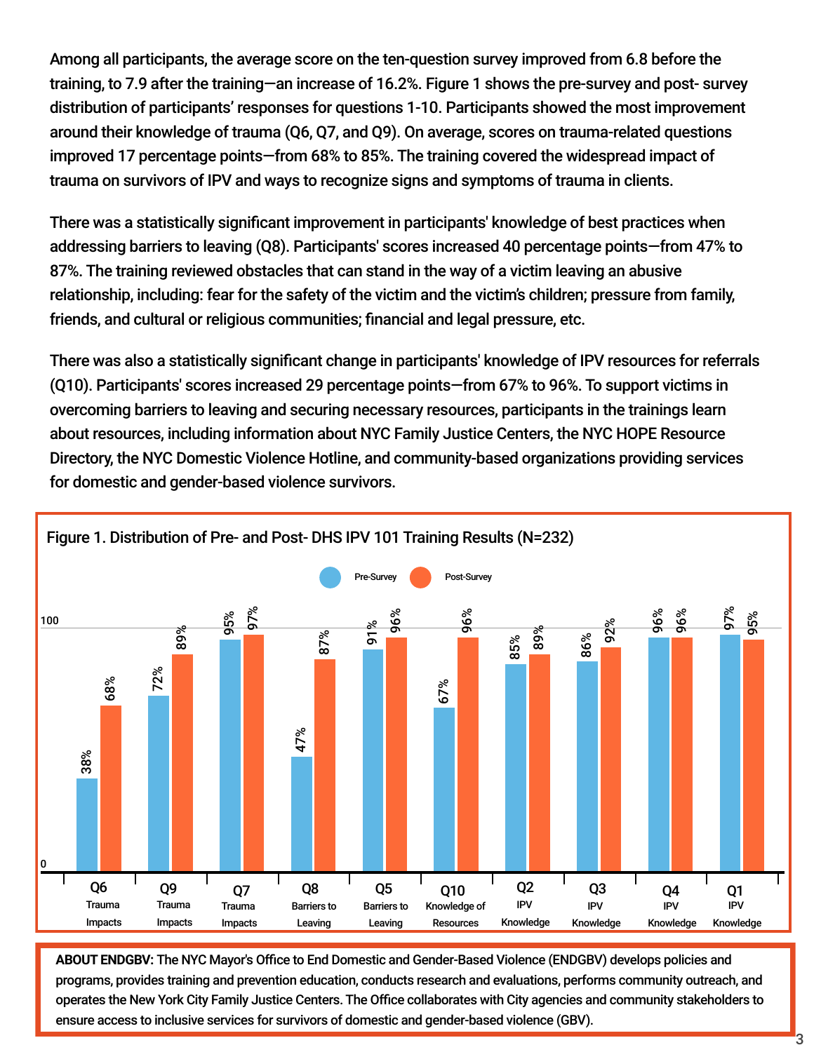Among all participants, the average score on the ten-question survey improved from 6.8 before the training, to 7.9 after the training—an increase of 16.2%. Figure 1 shows the pre-survey and post- survey distribution of participants' responses for questions 1-10. Participants showed the most improvement around their knowledge of trauma (Q6, Q7, and Q9). On average, scores on trauma-related questions improved 17 percentage points—from 68% to 85%. The training covered the widespread impact of trauma on survivors of IPV and ways to recognize signs and symptoms of trauma in clients.

There was a statistically significant improvement in participants' knowledge of best practices when addressing barriers to leaving (Q8). Participants' scores increased 40 percentage points—from 47% to 87%. The training reviewed obstacles that can stand in the way of a victim leaving an abusive relationship, including: fear for the safety of the victim and the victim's children; pressure from family, friends, and cultural or religious communities; financial and legal pressure, etc.

There was also a statistically significant change in participants' knowledge of IPV resources for referrals (Q10). Participants' scores increased 29 percentage points—from 67% to 96%. To support victims in overcoming barriers to leaving and securing necessary resources, participants in the trainings learn about resources, including information about NYC Family Justice Centers, the NYC HOPE Resource Directory, the NYC Domestic Violence Hotline, and community-based organizations providing services for domestic and gender-based violence survivors.

Figure 1. Distribution of Pre- and Post- DHS IPV 101 Training Results (N=232)

Pre-Survey
Post-Survey

100
0

Q6 Trauma Impacts: 38%, 68%
Q9 Trauma Impacts: 72%, 89%
Q7 Trauma Impacts: 95%, 97%
Q8 Barriers to Leaving: 47%, 87%
Q5 Barriers to Leaving: 91%, 96%
Q10 Knowledge of Resources: 67%, 96%
Q2 IPV Knowledge: 85%, 89%
Q3 IPV Knowledge: 86%, 92%
Q4 IPV Knowledge: 96%, 96%
Q1 IPV Knowledge: 97%, 95%

**ABOUT ENDGBV:** The NYC Mayor's Office to End Domestic and Gender-Based Violence (ENDGBV) develops policies and programs, provides training and prevention education, conducts research and evaluations, performs community outreach, and operates the New York City Family Justice Centers. The Office collaborates with City agencies and community stakeholders to ensure access to inclusive services for survivors of domestic and gender-based violence (GBV).